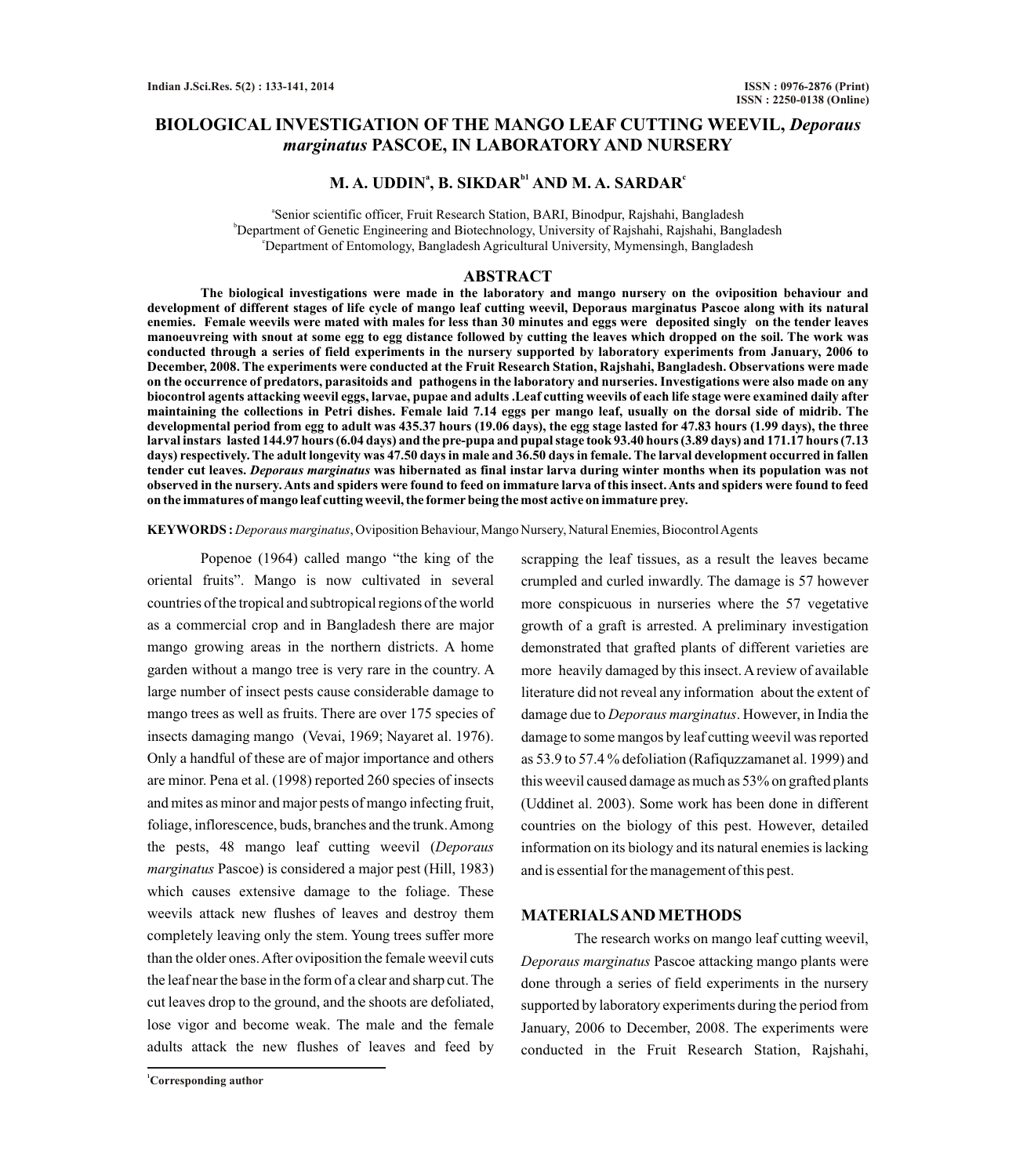# BIOLOGICAL INVESTIGATION OF THE MANGO LEAF CUTTING WEEVIL, *Deporaus marginatus* PASCOE, IN LABORATORY AND NURSERY

**M. A. UDDIN[a], B. SIKDAR[b1] AND M. A. SARDAR[c]**

[a]Senior scientific officer, Fruit Research Station, BARI, Binodpur, Rajshahi, Bangladesh
[b]Department of Genetic Engineering and Biotechnology, University of Rajshahi, Rajshahi, Bangladesh
[c]Department of Entomology, Bangladesh Agricultural University, Mymensingh, Bangladesh

## ABSTRACT

**The biological investigations were made in the laboratory and mango nursery on the oviposition behaviour and development of different stages of life cycle of mango leaf cutting weevil, Deporaus marginatus Pascoe along with its natural enemies. Female weevils were mated with males for less than 30 minutes and eggs were deposited singly on the tender leaves manoeuvreing with snout at some egg to egg distance followed by cutting the leaves which dropped on the soil. The work was conducted through a series of field experiments in the nursery supported by laboratory experiments from January, 2006 to December, 2008. The experiments were conducted at the Fruit Research Station, Rajshahi, Bangladesh. Observations were made on the occurrence of predators, parasitoids and pathogens in the laboratory and nurseries. Investigations were also made on any biocontrol agents attacking weevil eggs, larvae, pupae and adults .Leaf cutting weevils of each life stage were examined daily after maintaining the collections in Petri dishes. Female laid 7.14 eggs per mango leaf, usually on the dorsal side of midrib. The developmental period from egg to adult was 435.37 hours (19.06 days), the egg stage lasted for 47.83 hours (1.99 days), the three larval instars lasted 144.97 hours (6.04 days) and the pre-pupa and pupal stage took 93.40 hours (3.89 days) and 171.17 hours (7.13 days) respectively. The adult longevity was 47.50 days in male and 36.50 days in female. The larval development occurred in fallen tender cut leaves. *Deporaus marginatus* was hibernated as final instar larva during winter months when its population was not observed in the nursery. Ants and spiders were found to feed on immature larva of this insect. Ants and spiders were found to feed on the immatures of mango leaf cutting weevil, the former being the most active on immature prey.**

**KEYWORDS :** *Deporaus marginatus*, Oviposition Behaviour, Mango Nursery, Natural Enemies, Biocontrol Agents

Popenoe (1964) called mango "the king of the oriental fruits". Mango is now cultivated in several countries of the tropical and subtropical regions of the world as a commercial crop and in Bangladesh there are major mango growing areas in the northern districts. A home garden without a mango tree is very rare in the country. A large number of insect pests cause considerable damage to mango trees as well as fruits. There are over 175 species of insects damaging mango (Vevai, 1969; Nayaret al. 1976). Only a handful of these are of major importance and others are minor. Pena et al. (1998) reported 260 species of insects and mites as minor and major pests of mango infecting fruit, foliage, inflorescence, buds, branches and the trunk. Among the pests, 48 mango leaf cutting weevil (*Deporaus marginatus* Pascoe) is considered a major pest (Hill, 1983) which causes extensive damage to the foliage. These weevils attack new flushes of leaves and destroy them completely leaving only the stem. Young trees suffer more than the older ones. After oviposition the female weevil cuts the leaf near the base in the form of a clear and sharp cut. The cut leaves drop to the ground, and the shoots are defoliated, lose vigor and become weak. The male and the female adults attack the new flushes of leaves and feed by scrapping the leaf tissues, as a result the leaves became crumpled and curled inwardly. The damage is 57 however more conspicuous in nurseries where the 57 vegetative growth of a graft is arrested. A preliminary investigation demonstrated that grafted plants of different varieties are more heavily damaged by this insect. A review of available literature did not reveal any information about the extent of damage due to *Deporaus marginatus*. However, in India the damage to some mangos by leaf cutting weevil was reported as 53.9 to 57.4 % defoliation (Rafiquzzamanet al. 1999) and this weevil caused damage as much as 53% on grafted plants (Uddinet al. 2003). Some work has been done in different countries on the biology of this pest. However, detailed information on its biology and its natural enemies is lacking and is essential for the management of this pest.

## MATERIALS AND METHODS

The research works on mango leaf cutting weevil, *Deporaus marginatus* Pascoe attacking mango plants were done through a series of field experiments in the nursery supported by laboratory experiments during the period from January, 2006 to December, 2008. The experiments were conducted in the Fruit Research Station, Rajshahi,

[1]Corresponding author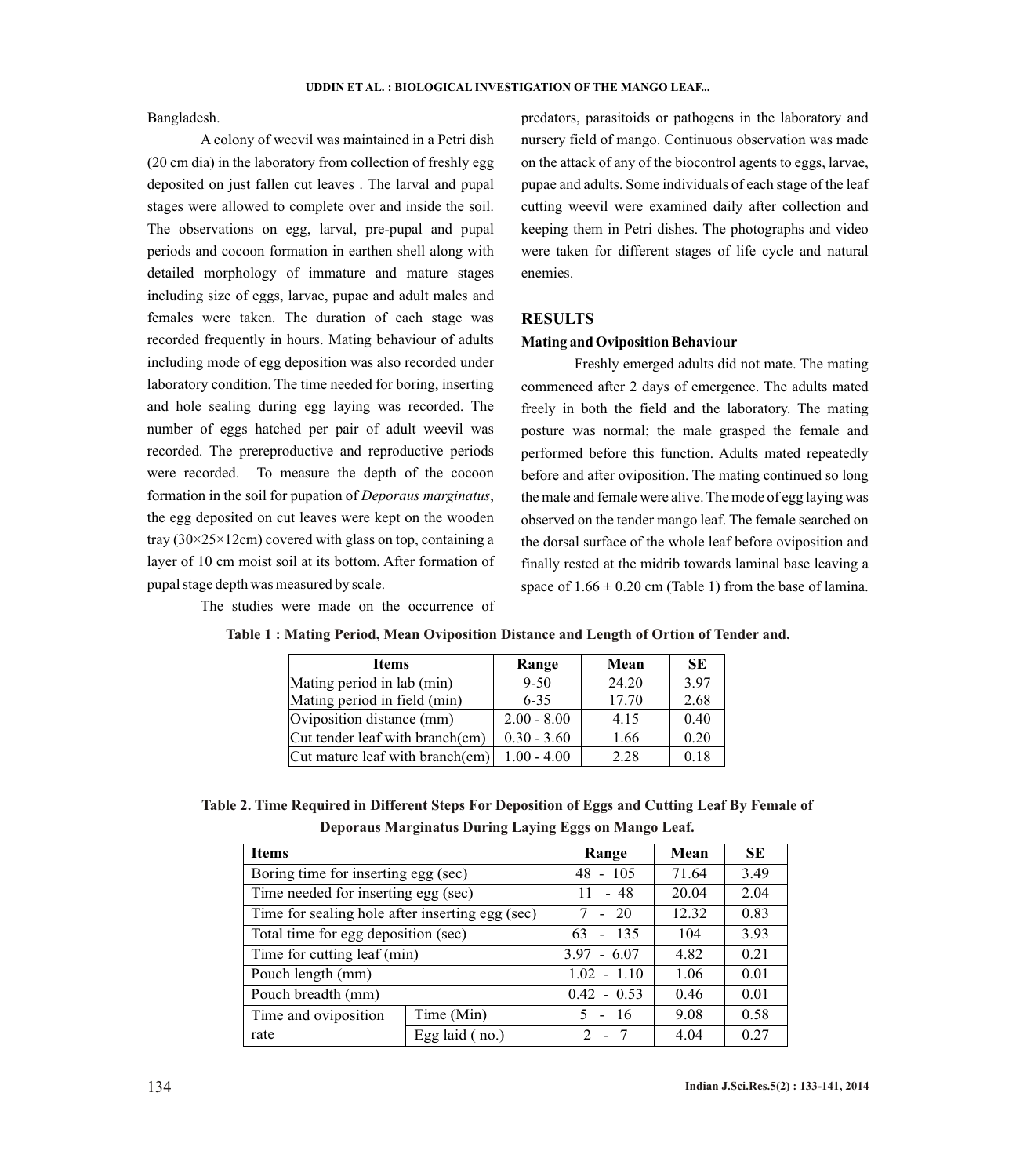Bangladesh.

A colony of weevil was maintained in a Petri dish (20 cm dia) in the laboratory from collection of freshly egg deposited on just fallen cut leaves . The larval and pupal stages were allowed to complete over and inside the soil. The observations on egg, larval, pre-pupal and pupal periods and cocoon formation in earthen shell along with detailed morphology of immature and mature stages including size of eggs, larvae, pupae and adult males and females were taken. The duration of each stage was recorded frequently in hours. Mating behaviour of adults including mode of egg deposition was also recorded under laboratory condition. The time needed for boring, inserting and hole sealing during egg laying was recorded. The number of eggs hatched per pair of adult weevil was recorded. The prereproductive and reproductive periods were recorded. To measure the depth of the cocoon formation in the soil for pupation of *Deporaus marginatus*, the egg deposited on cut leaves were kept on the wooden tray (30×25×12cm) covered with glass on top, containing a layer of 10 cm moist soil at its bottom. After formation of pupal stage depth was measured by scale.

The studies were made on the occurrence of predators, parasitoids or pathogens in the laboratory and nursery field of mango. Continuous observation was made on the attack of any of the biocontrol agents to eggs, larvae, pupae and adults. Some individuals of each stage of the leaf cutting weevil were examined daily after collection and keeping them in Petri dishes. The photographs and video were taken for different stages of life cycle and natural enemies.

## RESULTS

### Mating and Oviposition Behaviour

Freshly emerged adults did not mate. The mating commenced after 2 days of emergence. The adults mated freely in both the field and the laboratory. The mating posture was normal; the male grasped the female and performed before this function. Adults mated repeatedly before and after oviposition. The mating continued so long the male and female were alive. The mode of egg laying was observed on the tender mango leaf. The female searched on the dorsal surface of the whole leaf before oviposition and finally rested at the midrib towards laminal base leaving a space of 1.66 ± 0.20 cm (Table 1) from the base of lamina.

**Table 1 : Mating Period, Mean Oviposition Distance and Length of Ortion of Tender and.**

| Items | Range | Mean | SE |
|---|---|---|---|
| Mating period in lab (min) | 9-50 | 24.20 | 3.97 |
| Mating period in field (min) | 6-35 | 17.70 | 2.68 |
| Oviposition distance (mm) | 2.00 - 8.00 | 4.15 | 0.40 |
| Cut tender leaf with branch(cm) | 0.30 - 3.60 | 1.66 | 0.20 |
| Cut mature leaf with branch(cm) | 1.00 - 4.00 | 2.28 | 0.18 |

**Table 2. Time Required in Different Steps For Deposition of Eggs and Cutting Leaf By Female of Deporaus Marginatus During Laying Eggs on Mango Leaf.**

| Items | | Range | Mean | SE |
|---|---|---|---|---|
| Boring time for inserting egg (sec) | | 48 - 105 | 71.64 | 3.49 |
| Time needed for inserting egg (sec) | | 11 - 48 | 20.04 | 2.04 |
| Time for sealing hole after inserting egg (sec) | | 7 - 20 | 12.32 | 0.83 |
| Total time for egg deposition (sec) | | 63 - 135 | 104 | 3.93 |
| Time for cutting leaf (min) | | 3.97 - 6.07 | 4.82 | 0.21 |
| Pouch length (mm) | | 1.02 - 1.10 | 1.06 | 0.01 |
| Pouch breadth (mm) | | 0.42 - 0.53 | 0.46 | 0.01 |
| Time and oviposition rate | Time (Min) | 5 - 16 | 9.08 | 0.58 |
| | Egg laid ( no.) | 2 - 7 | 4.04 | 0.27 |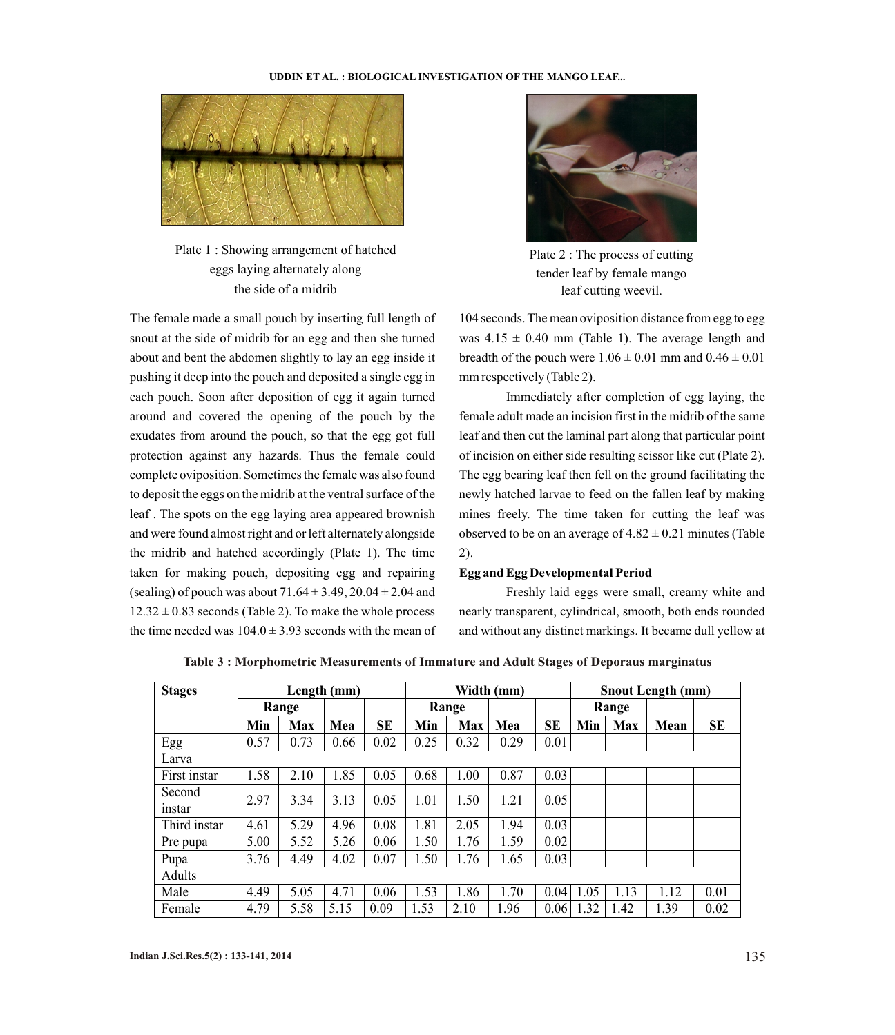Plate 1 : Showing arrangement of hatched eggs laying alternately along the side of a midrib

Plate 2 : The process of cutting tender leaf by female mango leaf cutting weevil.

The female made a small pouch by inserting full length of snout at the side of midrib for an egg and then she turned about and bent the abdomen slightly to lay an egg inside it pushing it deep into the pouch and deposited a single egg in each pouch. Soon after deposition of egg it again turned around and covered the opening of the pouch by the exudates from around the pouch, so that the egg got full protection against any hazards. Thus the female could complete oviposition. Sometimes the female was also found to deposit the eggs on the midrib at the ventral surface of the leaf . The spots on the egg laying area appeared brownish and were found almost right and or left alternately alongside the midrib and hatched accordingly (Plate 1). The time taken for making pouch, depositing egg and repairing (sealing) of pouch was about 71.64 ± 3.49, 20.04 ± 2.04 and 12.32 ± 0.83 seconds (Table 2). To make the whole process the time needed was 104.0 ± 3.93 seconds with the mean of 104 seconds. The mean oviposition distance from egg to egg was 4.15 ± 0.40 mm (Table 1). The average length and breadth of the pouch were 1.06 ± 0.01 mm and 0.46 ± 0.01 mm respectively (Table 2).

Immediately after completion of egg laying, the female adult made an incision first in the midrib of the same leaf and then cut the laminal part along that particular point of incision on either side resulting scissor like cut (Plate 2). The egg bearing leaf then fell on the ground facilitating the newly hatched larvae to feed on the fallen leaf by making mines freely. The time taken for cutting the leaf was observed to be on an average of 4.82 ± 0.21 minutes (Table 2).

**Egg and Egg Developmental Period**

Freshly laid eggs were small, creamy white and nearly transparent, cylindrical, smooth, both ends rounded and without any distinct markings. It became dull yellow at

**Table 3 : Morphometric Measurements of Immature and Adult Stages of Deporaus marginatus**

| Stages | Length (mm) | | | | Width (mm) | | | | Snout Length (mm) | | | |
|---|---|---|---|---|---|---|---|---|---|---|---|---|
| | Range | | | | Range | | | | Range | | | |
| | Min | Max | Mea | SE | Min | Max | Mea | SE | Min | Max | Mean | SE |
| Egg | 0.57 | 0.73 | 0.66 | 0.02 | 0.25 | 0.32 | 0.29 | 0.01 | | | | |
| Larva | | | | | | | | | | | | |
| First instar | 1.58 | 2.10 | 1.85 | 0.05 | 0.68 | 1.00 | 0.87 | 0.03 | | | | |
| Second instar | 2.97 | 3.34 | 3.13 | 0.05 | 1.01 | 1.50 | 1.21 | 0.05 | | | | |
| Third instar | 4.61 | 5.29 | 4.96 | 0.08 | 1.81 | 2.05 | 1.94 | 0.03 | | | | |
| Pre pupa | 5.00 | 5.52 | 5.26 | 0.06 | 1.50 | 1.76 | 1.59 | 0.02 | | | | |
| Pupa | 3.76 | 4.49 | 4.02 | 0.07 | 1.50 | 1.76 | 1.65 | 0.03 | | | | |
| Adults | | | | | | | | | | | | |
| Male | 4.49 | 5.05 | 4.71 | 0.06 | 1.53 | 1.86 | 1.70 | 0.04 | 1.05 | 1.13 | 1.12 | 0.01 |
| Female | 4.79 | 5.58 | 5.15 | 0.09 | 1.53 | 2.10 | 1.96 | 0.06 | 1.32 | 1.42 | 1.39 | 0.02 |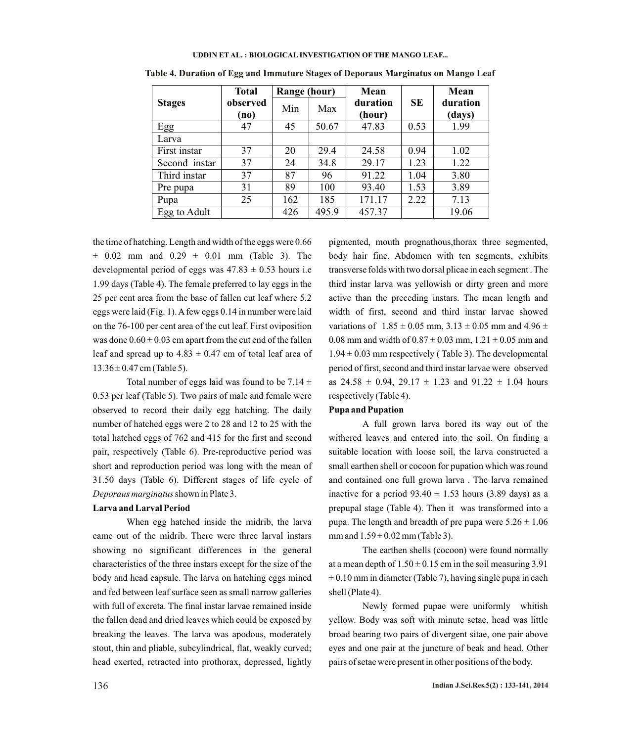**Table 4. Duration of Egg and Immature Stages of Deporaus Marginatus on Mango Leaf**

| Stages | Total observed (no) | Range (hour) | | Mean duration (hour) | SE | Mean duration (days) |
|---|---|---|---|---|---|---|
| | | Min | Max | | | |
| Egg | 47 | 45 | 50.67 | 47.83 | 0.53 | 1.99 |
| Larva | | | | | | |
| First instar | 37 | 20 | 29.4 | 24.58 | 0.94 | 1.02 |
| Second instar | 37 | 24 | 34.8 | 29.17 | 1.23 | 1.22 |
| Third instar | 37 | 87 | 96 | 91.22 | 1.04 | 3.80 |
| Pre pupa | 31 | 89 | 100 | 93.40 | 1.53 | 3.89 |
| Pupa | 25 | 162 | 185 | 171.17 | 2.22 | 7.13 |
| Egg to Adult | | 426 | 495.9 | 457.37 | | 19.06 |

the time of hatching. Length and width of the eggs were 0.66 ± 0.02 mm and 0.29 ± 0.01 mm (Table 3). The developmental period of eggs was 47.83 ± 0.53 hours i.e 1.99 days (Table 4). The female preferred to lay eggs in the 25 per cent area from the base of fallen cut leaf where 5.2 eggs were laid (Fig. 1). A few eggs 0.14 in number were laid on the 76-100 per cent area of the cut leaf. First oviposition was done 0.60 ± 0.03 cm apart from the cut end of the fallen leaf and spread up to 4.83 ± 0.47 cm of total leaf area of 13.36 ± 0.47 cm (Table 5).

Total number of eggs laid was found to be 7.14 ± 0.53 per leaf (Table 5). Two pairs of male and female were observed to record their daily egg hatching. The daily number of hatched eggs were 2 to 28 and 12 to 25 with the total hatched eggs of 762 and 415 for the first and second pair, respectively (Table 6). Pre-reproductive period was short and reproduction period was long with the mean of 31.50 days (Table 6). Different stages of life cycle of *Deporaus marginatus* shown in Plate 3.

**Larva and Larval Period**

When egg hatched inside the midrib, the larva came out of the midrib. There were three larval instars showing no significant differences in the general characteristics of the three instars except for the size of the body and head capsule. The larva on hatching eggs mined and fed between leaf surface seen as small narrow galleries with full of excreta. The final instar larvae remained inside the fallen dead and dried leaves which could be exposed by breaking the leaves. The larva was apodous, moderately stout, thin and pliable, subcylindrical, flat, weakly curved; head exerted, retracted into prothorax, depressed, lightly pigmented, mouth prognathous,thorax three segmented, body hair fine. Abdomen with ten segments, exhibits transverse folds with two dorsal plicae in each segment . The third instar larva was yellowish or dirty green and more active than the preceding instars. The mean length and width of first, second and third instar larvae showed variations of 1.85 ± 0.05 mm, 3.13 ± 0.05 mm and 4.96 ± 0.08 mm and width of 0.87 ± 0.03 mm, 1.21 ± 0.05 mm and 1.94 ± 0.03 mm respectively ( Table 3). The developmental period of first, second and third instar larvae were observed as 24.58 ± 0.94, 29.17 ± 1.23 and 91.22 ± 1.04 hours respectively (Table 4).

**Pupa and Pupation**

A full grown larva bored its way out of the withered leaves and entered into the soil. On finding a suitable location with loose soil, the larva constructed a small earthen shell or cocoon for pupation which was round and contained one full grown larva . The larva remained inactive for a period 93.40 ± 1.53 hours (3.89 days) as a prepupal stage (Table 4). Then it was transformed into a pupa. The length and breadth of pre pupa were 5.26 ± 1.06 mm and 1.59 ± 0.02 mm (Table 3).

The earthen shells (cocoon) were found normally at a mean depth of 1.50 ± 0.15 cm in the soil measuring 3.91 ± 0.10 mm in diameter (Table 7), having single pupa in each shell (Plate 4).

Newly formed pupae were uniformly whitish yellow. Body was soft with minute setae, head was little broad bearing two pairs of divergent sitae, one pair above eyes and one pair at the juncture of beak and head. Other pairs of setae were present in other positions of the body.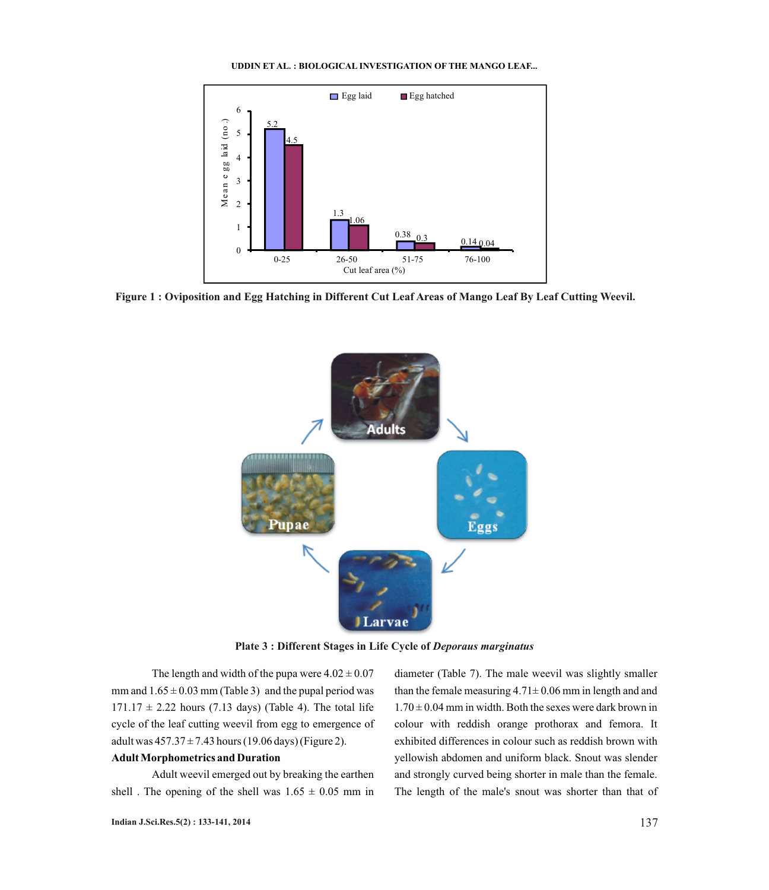**Figure 1 : Oviposition and Egg Hatching in Different Cut Leaf Areas of Mango Leaf By Leaf Cutting Weevil.**

**Plate 3 : Different Stages in Life Cycle of *Deporaus marginatus***

The length and width of the pupa were 4.02 ± 0.07 mm and 1.65 ± 0.03 mm (Table 3) and the pupal period was 171.17 ± 2.22 hours (7.13 days) (Table 4). The total life cycle of the leaf cutting weevil from egg to emergence of adult was 457.37 ± 7.43 hours (19.06 days) (Figure 2).

**Adult Morphometrics and Duration**

Adult weevil emerged out by breaking the earthen shell . The opening of the shell was 1.65 ± 0.05 mm in diameter (Table 7). The male weevil was slightly smaller than the female measuring 4.71± 0.06 mm in length and and 1.70 ± 0.04 mm in width. Both the sexes were dark brown in colour with reddish orange prothorax and femora. It exhibited differences in colour such as reddish brown with yellowish abdomen and uniform black. Snout was slender and strongly curved being shorter in male than the female. The length of the male's snout was shorter than that of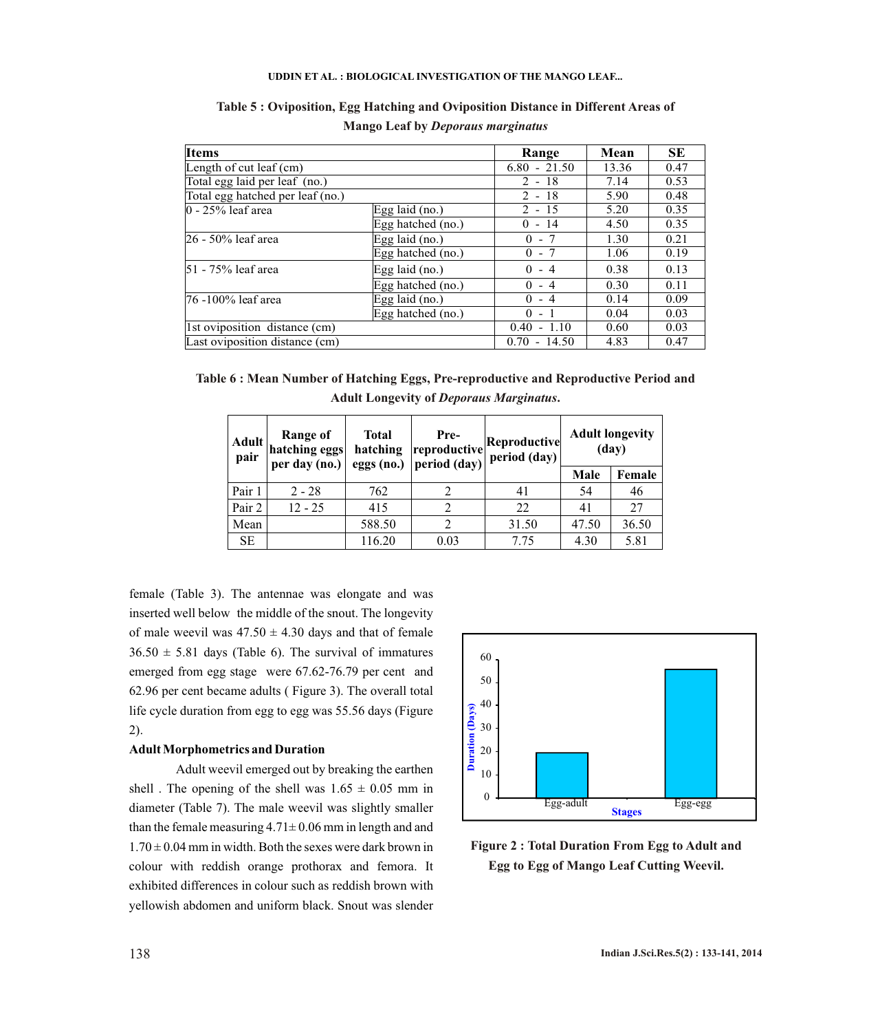**Table 5 : Oviposition, Egg Hatching and Oviposition Distance in Different Areas of Mango Leaf by *Deporaus marginatus***

| Items | | Range | Mean | SE |
|---|---|---|---|---|
| Length of cut leaf (cm) | | 6.80 - 21.50 | 13.36 | 0.47 |
| Total egg laid per leaf (no.) | | 2 - 18 | 7.14 | 0.53 |
| Total egg hatched per leaf (no.) | | 2 - 18 | 5.90 | 0.48 |
| 0 - 25% leaf area | Egg laid (no.) | 2 - 15 | 5.20 | 0.35 |
| | Egg hatched (no.) | 0 - 14 | 4.50 | 0.35 |
| 26 - 50% leaf area | Egg laid (no.) | 0 - 7 | 1.30 | 0.21 |
| | Egg hatched (no.) | 0 - 7 | 1.06 | 0.19 |
| 51 - 75% leaf area | Egg laid (no.) | 0 - 4 | 0.38 | 0.13 |
| | Egg hatched (no.) | 0 - 4 | 0.30 | 0.11 |
| 76 -100% leaf area | Egg laid (no.) | 0 - 4 | 0.14 | 0.09 |
| | Egg hatched (no.) | 0 - 1 | 0.04 | 0.03 |
| 1st oviposition distance (cm) | | 0.40 - 1.10 | 0.60 | 0.03 |
| Last oviposition distance (cm) | | 0.70 - 14.50 | 4.83 | 0.47 |

**Table 6 : Mean Number of Hatching Eggs, Pre-reproductive and Reproductive Period and Adult Longevity of *Deporaus Marginatus*.**

| Adult pair | Range of hatching eggs per day (no.) | Total hatching eggs (no.) | Pre-reproductive period (day) | Reproductive period (day) | Adult longevity (day) | |
|---|---|---|---|---|---|---|
| | | | | | Male | Female |
| Pair 1 | 2 - 28 | 762 | 2 | 41 | 54 | 46 |
| Pair 2 | 12 - 25 | 415 | 2 | 22 | 41 | 27 |
| Mean | | 588.50 | 2 | 31.50 | 47.50 | 36.50 |
| SE | | 116.20 | 0.03 | 7.75 | 4.30 | 5.81 |

female (Table 3). The antennae was elongate and was inserted well below the middle of the snout. The longevity of male weevil was 47.50 ± 4.30 days and that of female 36.50 ± 5.81 days (Table 6). The survival of immatures emerged from egg stage were 67.62-76.79 per cent and 62.96 per cent became adults ( Figure 3). The overall total life cycle duration from egg to egg was 55.56 days (Figure 2).

**Figure 2 : Total Duration From Egg to Adult and Egg to Egg of Mango Leaf Cutting Weevil.**

#### Adult Morphometrics and Duration

Adult weevil emerged out by breaking the earthen shell . The opening of the shell was 1.65 ± 0.05 mm in diameter (Table 7). The male weevil was slightly smaller than the female measuring 4.71± 0.06 mm in length and and 1.70 ± 0.04 mm in width. Both the sexes were dark brown in colour with reddish orange prothorax and femora. It exhibited differences in colour such as reddish brown with yellowish abdomen and uniform black. Snout was slender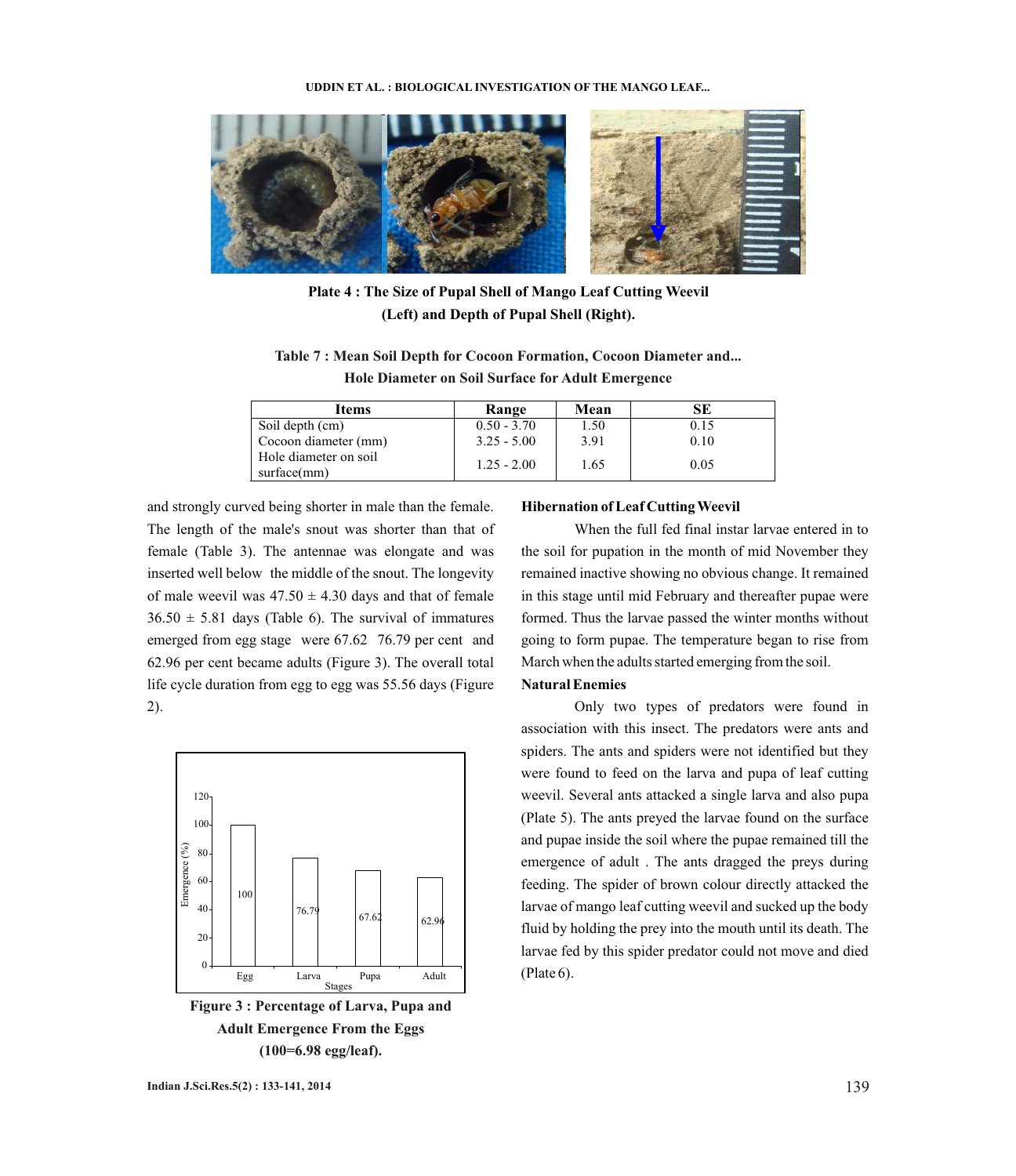**Plate 4 : The Size of Pupal Shell of Mango Leaf Cutting Weevil (Left) and Depth of Pupal Shell (Right).**

**Table 7 : Mean Soil Depth for Cocoon Formation, Cocoon Diameter and Hole Diameter on Soil Surface for Adult Emergence**

| Items | Range | Mean | SE |
|---|---|---|---|
| Soil depth (cm) | 0.50 - 3.70 | 1.50 | 0.15 |
| Cocoon diameter (mm) | 3.25 - 5.00 | 3.91 | 0.10 |
| Hole diameter on soil surface(mm) | 1.25 - 2.00 | 1.65 | 0.05 |

and strongly curved being shorter in male than the female. The length of the male's snout was shorter than that of female (Table 3). The antennae was elongate and was inserted well below the middle of the snout. The longevity of male weevil was 47.50 ± 4.30 days and that of female 36.50 ± 5.81 days (Table 6). The survival of immatures emerged from egg stage were 67.62 76.79 per cent and 62.96 per cent became adults (Figure 3). The overall total life cycle duration from egg to egg was 55.56 days (Figure 2).

**Figure 3 : Percentage of Larva, Pupa and Adult Emergence From the Eggs (100=6.98 egg/leaf).**

**Hibernation of Leaf Cutting Weevil**

When the full fed final instar larvae entered in to the soil for pupation in the month of mid November they remained inactive showing no obvious change. It remained in this stage until mid February and thereafter pupae were formed. Thus the larvae passed the winter months without going to form pupae. The temperature began to rise from March when the adults started emerging from the soil.

**Natural Enemies**

Only two types of predators were found in association with this insect. The predators were ants and spiders. The ants and spiders were not identified but they were found to feed on the larva and pupa of leaf cutting weevil. Several ants attacked a single larva and also pupa (Plate 5). The ants preyed the larvae found on the surface and pupae inside the soil where the pupae remained till the emergence of adult . The ants dragged the preys during feeding. The spider of brown colour directly attacked the larvae of mango leaf cutting weevil and sucked up the body fluid by holding the prey into the mouth until its death. The larvae fed by this spider predator could not move and died (Plate 6).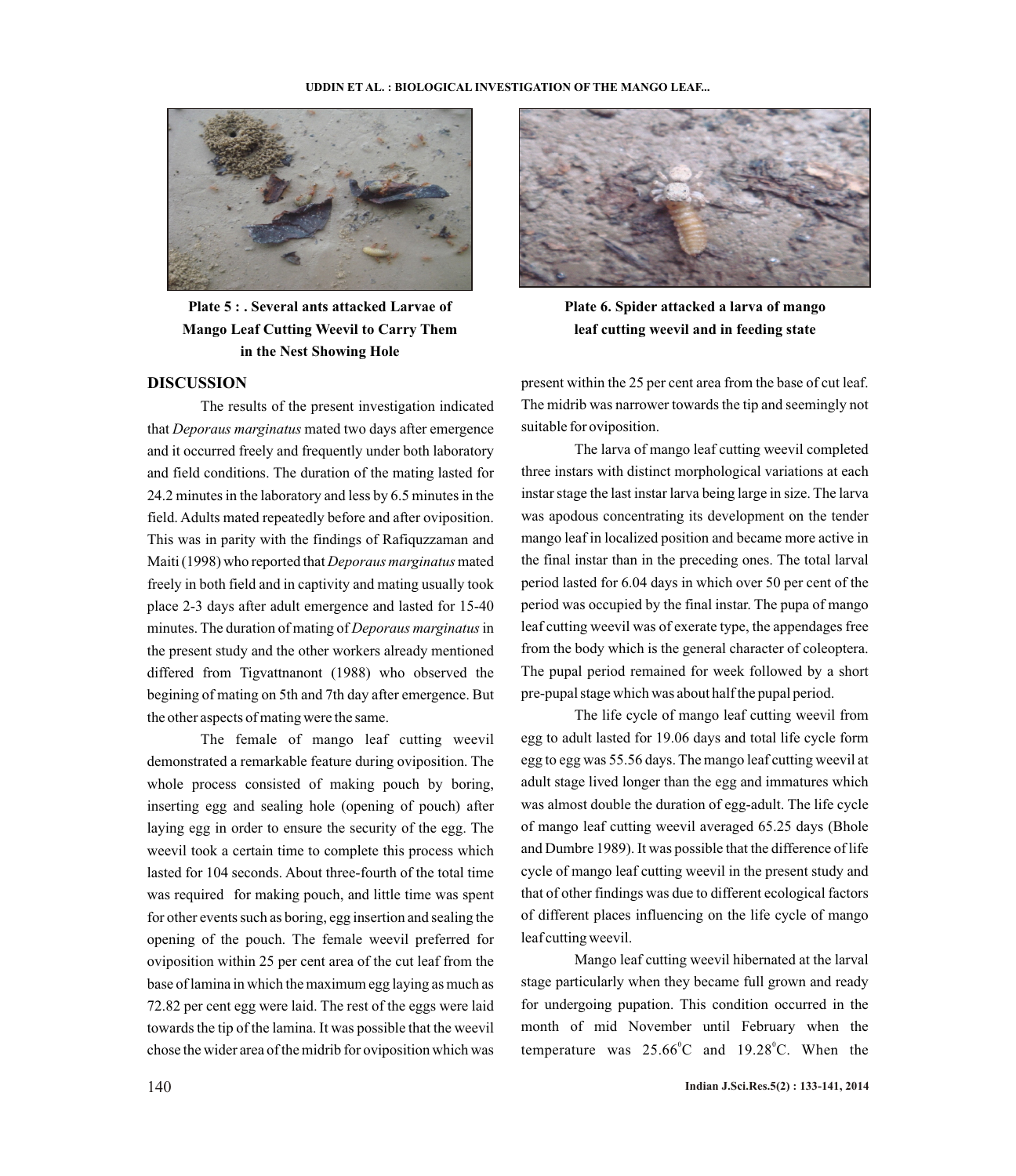Plate 5 : . Several ants attacked Larvae of Mango Leaf Cutting Weevil to Carry Them in the Nest Showing Hole

Plate 6. Spider attacked a larva of mango leaf cutting weevil and in feeding state

## DISCUSSION

The results of the present investigation indicated that *Deporaus marginatus* mated two days after emergence and it occurred freely and frequently under both laboratory and field conditions. The duration of the mating lasted for 24.2 minutes in the laboratory and less by 6.5 minutes in the field. Adults mated repeatedly before and after oviposition. This was in parity with the findings of Rafiquzzaman and Maiti (1998) who reported that *Deporaus marginatus* mated freely in both field and in captivity and mating usually took place 2-3 days after adult emergence and lasted for 15-40 minutes. The duration of mating of *Deporaus marginatus* in the present study and the other workers already mentioned differed from Tigvattnanont (1988) who observed the begining of mating on 5th and 7th day after emergence. But the other aspects of mating were the same.

The female of mango leaf cutting weevil demonstrated a remarkable feature during oviposition. The whole process consisted of making pouch by boring, inserting egg and sealing hole (opening of pouch) after laying egg in order to ensure the security of the egg. The weevil took a certain time to complete this process which lasted for 104 seconds. About three-fourth of the total time was required for making pouch, and little time was spent for other events such as boring, egg insertion and sealing the opening of the pouch. The female weevil preferred for oviposition within 25 per cent area of the cut leaf from the base of lamina in which the maximum egg laying as much as 72.82 per cent egg were laid. The rest of the eggs were laid towards the tip of the lamina. It was possible that the weevil chose the wider area of the midrib for oviposition which was present within the 25 per cent area from the base of cut leaf. The midrib was narrower towards the tip and seemingly not suitable for oviposition.

The larva of mango leaf cutting weevil completed three instars with distinct morphological variations at each instar stage the last instar larva being large in size. The larva was apodous concentrating its development on the tender mango leaf in localized position and became more active in the final instar than in the preceding ones. The total larval period lasted for 6.04 days in which over 50 per cent of the period was occupied by the final instar. The pupa of mango leaf cutting weevil was of exerate type, the appendages free from the body which is the general character of coleoptera. The pupal period remained for week followed by a short pre-pupal stage which was about half the pupal period.

The life cycle of mango leaf cutting weevil from egg to adult lasted for 19.06 days and total life cycle form egg to egg was 55.56 days. The mango leaf cutting weevil at adult stage lived longer than the egg and immatures which was almost double the duration of egg-adult. The life cycle of mango leaf cutting weevil averaged 65.25 days (Bhole and Dumbre 1989). It was possible that the difference of life cycle of mango leaf cutting weevil in the present study and that of other findings was due to different ecological factors of different places influencing on the life cycle of mango leaf cutting weevil.

Mango leaf cutting weevil hibernated at the larval stage particularly when they became full grown and ready for undergoing pupation. This condition occurred in the month of mid November until February when the temperature was $25.66^{0}$C and $19.28^{0}$C. When the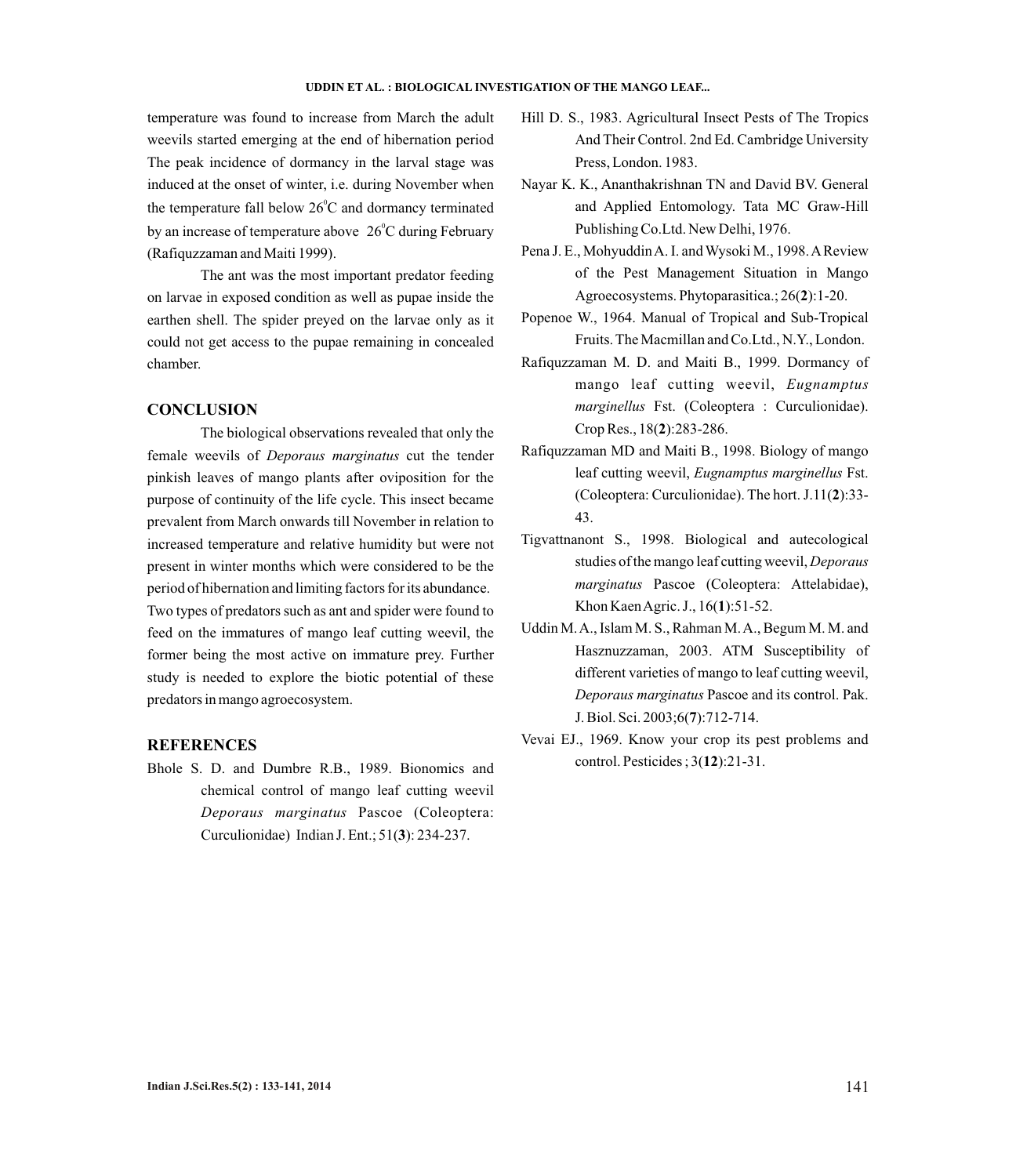temperature was found to increase from March the adult weevils started emerging at the end of hibernation period The peak incidence of dormancy in the larval stage was induced at the onset of winter, i.e. during November when the temperature fall below 26$^{0}$C and dormancy terminated by an increase of temperature above 26$^{0}$C during February (Rafiquzzaman and Maiti 1999).

The ant was the most important predator feeding on larvae in exposed condition as well as pupae inside the earthen shell. The spider preyed on the larvae only as it could not get access to the pupae remaining in concealed chamber.

## CONCLUSION

The biological observations revealed that only the female weevils of *Deporaus marginatus* cut the tender pinkish leaves of mango plants after oviposition for the purpose of continuity of the life cycle. This insect became prevalent from March onwards till November in relation to increased temperature and relative humidity but were not present in winter months which were considered to be the period of hibernation and limiting factors for its abundance. Two types of predators such as ant and spider were found to feed on the immatures of mango leaf cutting weevil, the former being the most active on immature prey. Further study is needed to explore the biotic potential of these predators in mango agroecosystem.

## REFERENCES

Bhole S. D. and Dumbre R.B., 1989. Bionomics and chemical control of mango leaf cutting weevil *Deporaus marginatus* Pascoe (Coleoptera: Curculionidae) Indian J. Ent.; 51(**3**): 234-237.

Hill D. S., 1983. Agricultural Insect Pests of The Tropics And Their Control. 2nd Ed. Cambridge University Press, London. 1983.

Nayar K. K., Ananthakrishnan TN and David BV. General and Applied Entomology. Tata MC Graw-Hill Publishing Co.Ltd. New Delhi, 1976.

Pena J. E., Mohyuddin A. I. and Wysoki M., 1998. A Review of the Pest Management Situation in Mango Agroecosystems. Phytoparasitica.; 26(**2**):1-20.

Popenoe W., 1964. Manual of Tropical and Sub-Tropical Fruits. The Macmillan and Co.Ltd., N.Y., London.

Rafiquzzaman M. D. and Maiti B., 1999. Dormancy of mango leaf cutting weevil, *Eugnamptus marginellus* Fst. (Coleoptera : Curculionidae). Crop Res., 18(**2**):283-286.

Rafiquzzaman MD and Maiti B., 1998. Biology of mango leaf cutting weevil, *Eugnamptus marginellus* Fst. (Coleoptera: Curculionidae). The hort. J.11(**2**):33-43.

Tigvattnanont S., 1998. Biological and autecological studies of the mango leaf cutting weevil, *Deporaus marginatus* Pascoe (Coleoptera: Attelabidae), Khon Kaen Agric. J., 16(**1**):51-52.

Uddin M. A., Islam M. S., Rahman M. A., Begum M. M. and Hasznuzzaman, 2003. ATM Susceptibility of different varieties of mango to leaf cutting weevil, *Deporaus marginatus* Pascoe and its control. Pak. J. Biol. Sci. 2003;6(**7**):712-714.

Vevai EJ., 1969. Know your crop its pest problems and control. Pesticides ; 3(**12**):21-31.